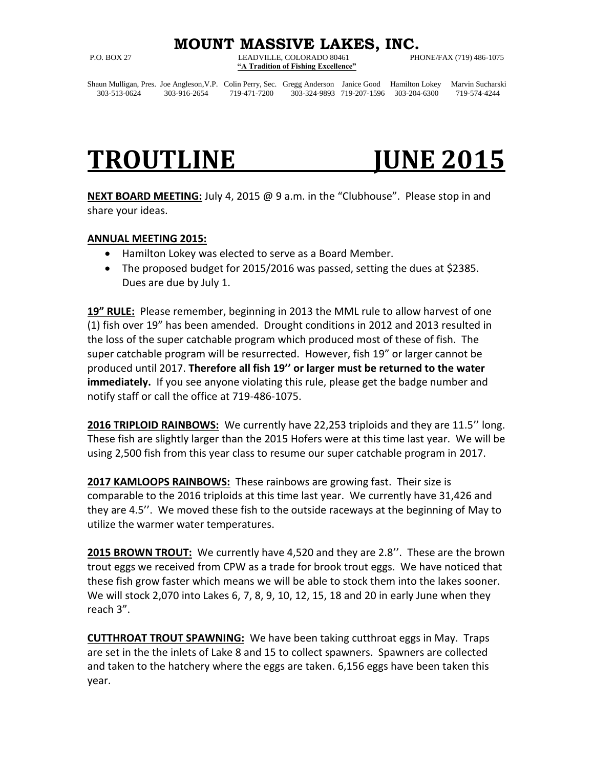# MOUNT MASSIVE LAKES, INC.

P.O. BOX 27 LEADVILLE, COLORADO 80461 PHONE/FAX (719) 486-1075

**"A Tradition of Fishing Excellence"**

| Shaun Mulligan, Pres. | Joe Angleson,V.P. | Colin Perry, Sec. | Gregg Anderson | Janice Good | Hamilton Lokey | Marvin Sucharski |
|---|---|---|---|---|---|---|
| 303-513-0624 | 303-916-2654 | 719-471-7200 | 303-324-9893 | 719-207-1596 | 303-204-6300 | 719-574-4244 |

# TROUTLINE JUNE 2015

**NEXT BOARD MEETING:** July 4, 2015 @ 9 a.m. in the "Clubhouse". Please stop in and share your ideas.

**ANNUAL MEETING 2015:**

- Hamilton Lokey was elected to serve as a Board Member.
- The proposed budget for 2015/2016 was passed, setting the dues at $2385. Dues are due by July 1.

**19" RULE:** Please remember, beginning in 2013 the MML rule to allow harvest of one (1) fish over 19" has been amended. Drought conditions in 2012 and 2013 resulted in the loss of the super catchable program which produced most of these of fish. The super catchable program will be resurrected. However, fish 19" or larger cannot be produced until 2017. **Therefore all fish 19'' or larger must be returned to the water immediately.** If you see anyone violating this rule, please get the badge number and notify staff or call the office at 719-486-1075.

**2016 TRIPLOID RAINBOWS:** We currently have 22,253 triploids and they are 11.5'' long. These fish are slightly larger than the 2015 Hofers were at this time last year. We will be using 2,500 fish from this year class to resume our super catchable program in 2017.

**2017 KAMLOOPS RAINBOWS:** These rainbows are growing fast. Their size is comparable to the 2016 triploids at this time last year. We currently have 31,426 and they are 4.5''. We moved these fish to the outside raceways at the beginning of May to utilize the warmer water temperatures.

**2015 BROWN TROUT:** We currently have 4,520 and they are 2.8''. These are the brown trout eggs we received from CPW as a trade for brook trout eggs. We have noticed that these fish grow faster which means we will be able to stock them into the lakes sooner. We will stock 2,070 into Lakes 6, 7, 8, 9, 10, 12, 15, 18 and 20 in early June when they reach 3".

**CUTTHROAT TROUT SPAWNING:** We have been taking cutthroat eggs in May. Traps are set in the the inlets of Lake 8 and 15 to collect spawners. Spawners are collected and taken to the hatchery where the eggs are taken. 6,156 eggs have been taken this year.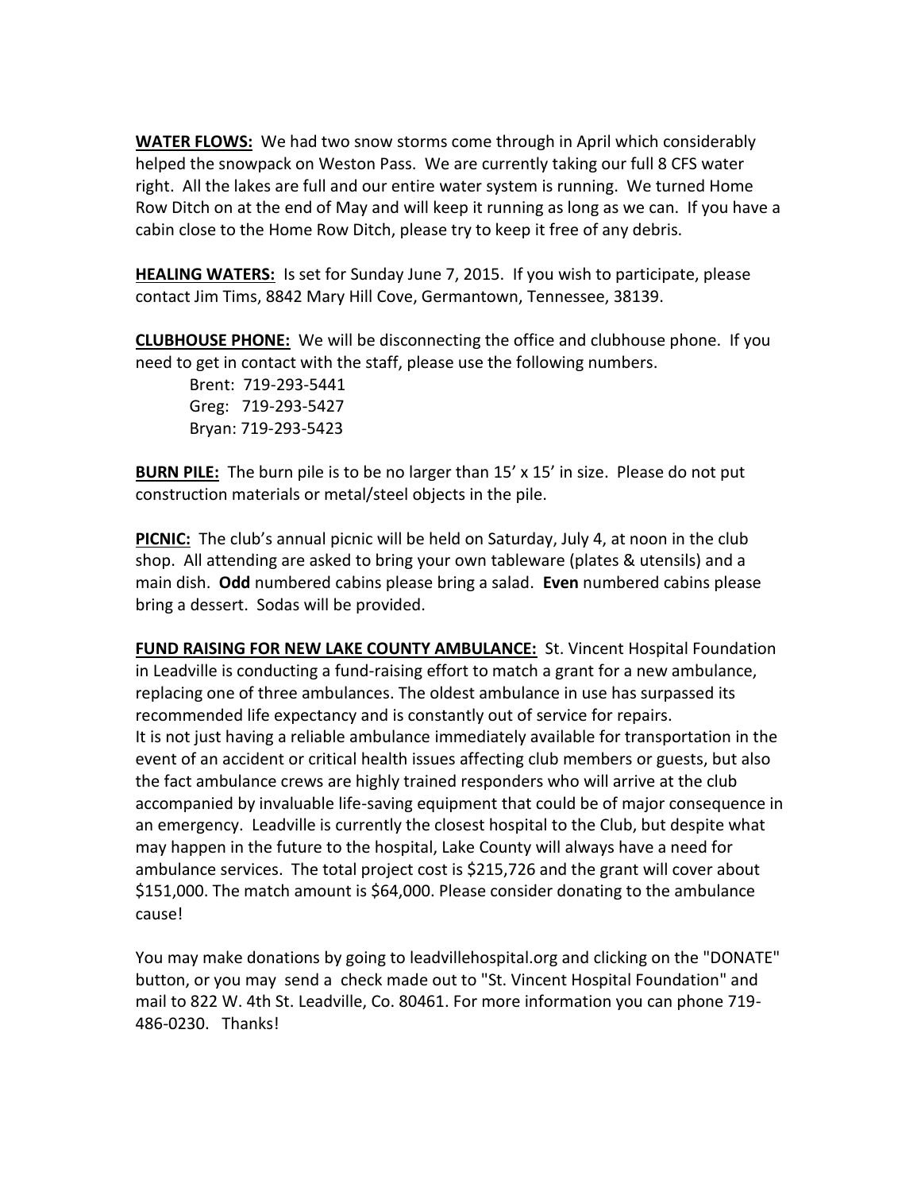**WATER FLOWS:** We had two snow storms come through in April which considerably helped the snowpack on Weston Pass. We are currently taking our full 8 CFS water right. All the lakes are full and our entire water system is running. We turned Home Row Ditch on at the end of May and will keep it running as long as we can. If you have a cabin close to the Home Row Ditch, please try to keep it free of any debris.

**HEALING WATERS:** Is set for Sunday June 7, 2015. If you wish to participate, please contact Jim Tims, 8842 Mary Hill Cove, Germantown, Tennessee, 38139.

**CLUBHOUSE PHONE:** We will be disconnecting the office and clubhouse phone. If you need to get in contact with the staff, please use the following numbers.

Brent: 719-293-5441
Greg: 719-293-5427
Bryan: 719-293-5423

**BURN PILE:** The burn pile is to be no larger than 15' x 15' in size. Please do not put construction materials or metal/steel objects in the pile.

**PICNIC:** The club's annual picnic will be held on Saturday, July 4, at noon in the club shop. All attending are asked to bring your own tableware (plates & utensils) and a main dish. **Odd** numbered cabins please bring a salad. **Even** numbered cabins please bring a dessert. Sodas will be provided.

**FUND RAISING FOR NEW LAKE COUNTY AMBULANCE:** St. Vincent Hospital Foundation in Leadville is conducting a fund-raising effort to match a grant for a new ambulance, replacing one of three ambulances. The oldest ambulance in use has surpassed its recommended life expectancy and is constantly out of service for repairs.
It is not just having a reliable ambulance immediately available for transportation in the event of an accident or critical health issues affecting club members or guests, but also the fact ambulance crews are highly trained responders who will arrive at the club accompanied by invaluable life-saving equipment that could be of major consequence in an emergency. Leadville is currently the closest hospital to the Club, but despite what may happen in the future to the hospital, Lake County will always have a need for ambulance services. The total project cost is $215,726 and the grant will cover about $151,000. The match amount is $64,000. Please consider donating to the ambulance cause!

You may make donations by going to leadvillehospital.org and clicking on the "DONATE" button, or you may send a check made out to "St. Vincent Hospital Foundation" and mail to 822 W. 4th St. Leadville, Co. 80461. For more information you can phone 719-486-0230. Thanks!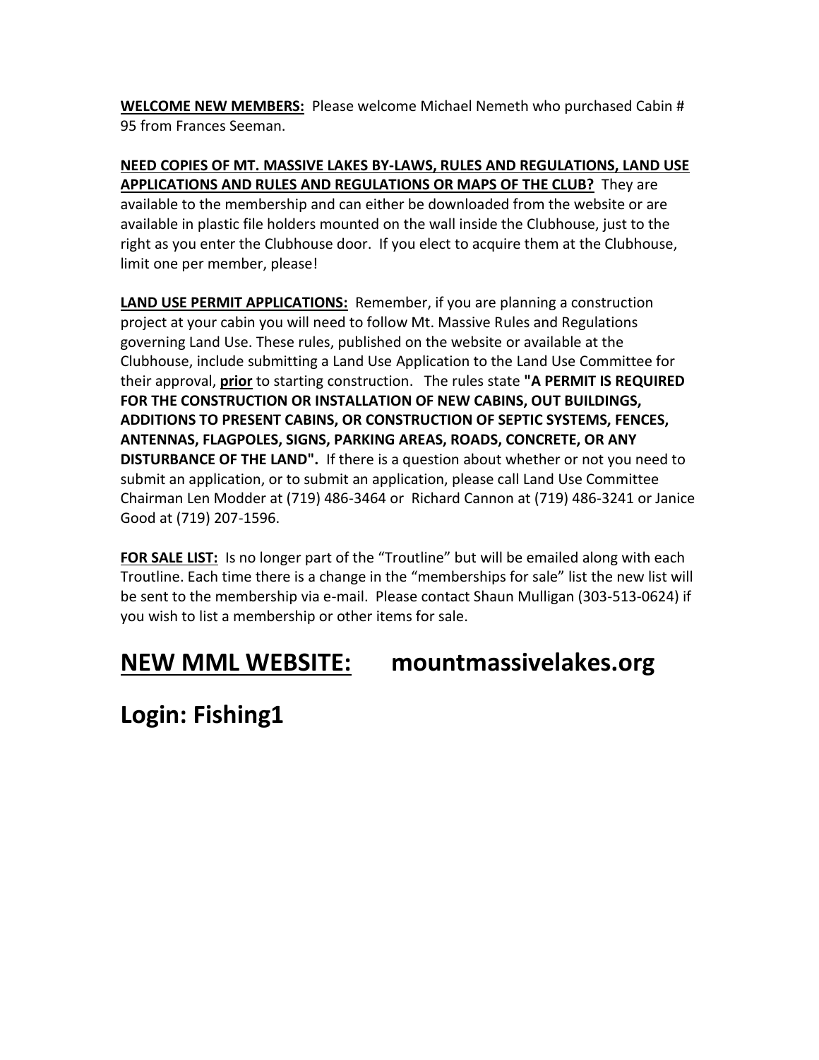**WELCOME NEW MEMBERS:** Please welcome Michael Nemeth who purchased Cabin # 95 from Frances Seeman.

**NEED COPIES OF MT. MASSIVE LAKES BY-LAWS, RULES AND REGULATIONS, LAND USE APPLICATIONS AND RULES AND REGULATIONS OR MAPS OF THE CLUB?** They are available to the membership and can either be downloaded from the website or are available in plastic file holders mounted on the wall inside the Clubhouse, just to the right as you enter the Clubhouse door. If you elect to acquire them at the Clubhouse, limit one per member, please!

**LAND USE PERMIT APPLICATIONS:** Remember, if you are planning a construction project at your cabin you will need to follow Mt. Massive Rules and Regulations governing Land Use. These rules, published on the website or available at the Clubhouse, include submitting a Land Use Application to the Land Use Committee for their approval, **prior** to starting construction. The rules state **"A PERMIT IS REQUIRED FOR THE CONSTRUCTION OR INSTALLATION OF NEW CABINS, OUT BUILDINGS, ADDITIONS TO PRESENT CABINS, OR CONSTRUCTION OF SEPTIC SYSTEMS, FENCES, ANTENNAS, FLAGPOLES, SIGNS, PARKING AREAS, ROADS, CONCRETE, OR ANY DISTURBANCE OF THE LAND".** If there is a question about whether or not you need to submit an application, or to submit an application, please call Land Use Committee Chairman Len Modder at (719) 486-3464 or Richard Cannon at (719) 486-3241 or Janice Good at (719) 207-1596.

**FOR SALE LIST:** Is no longer part of the "Troutline" but will be emailed along with each Troutline. Each time there is a change in the "memberships for sale" list the new list will be sent to the membership via e-mail. Please contact Shaun Mulligan (303-513-0624) if you wish to list a membership or other items for sale.

# NEW MML WEBSITE: mountmassivelakes.org

# Login: Fishing1